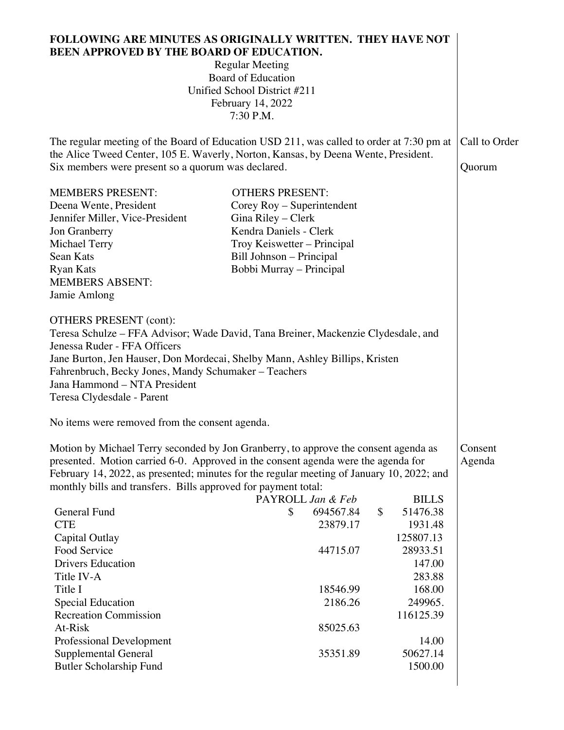**FOLLOWING ARE MINUTES AS ORIGINALLY WRITTEN. THEY HAVE NOT BEEN APPROVED BY THE BOARD OF EDUCATION.**

Regular Meeting
Board of Education
Unified School District #211
February 14, 2022
7:30 P.M.

Call to Order

The regular meeting of the Board of Education USD 211, was called to order at 7:30 pm at the Alice Tweed Center, 105 E. Waverly, Norton, Kansas, by Deena Wente, President.

Quorum

Six members were present so a quorum was declared.

MEMBERS PRESENT:
Deena Wente, President
Jennifer Miller, Vice-President
Jon Granberry
Michael Terry
Sean Kats
Ryan Kats

MEMBERS ABSENT:
Jamie Amlong

OTHERS PRESENT:
Corey Roy – Superintendent
Gina Riley – Clerk
Kendra Daniels - Clerk
Troy Keiswetter – Principal
Bill Johnson – Principal
Bobbi Murray – Principal

OTHERS PRESENT (cont):
Teresa Schulze – FFA Advisor; Wade David, Tana Breiner, Mackenzie Clydesdale, and Jenessa Ruder - FFA Officers
Jane Burton, Jen Hauser, Don Mordecai, Shelby Mann, Ashley Billips, Kristen Fahrenbruch, Becky Jones, Mandy Schumaker – Teachers
Jana Hammond – NTA President
Teresa Clydesdale - Parent

No items were removed from the consent agenda.

Consent Agenda

Motion by Michael Terry seconded by Jon Granberry, to approve the consent agenda as presented. Motion carried 6-0. Approved in the consent agenda were the agenda for February 14, 2022, as presented; minutes for the regular meeting of January 10, 2022; and monthly bills and transfers. Bills approved for payment total:

| | PAYROLL *Jan & Feb* | BILLS |
|---|---|---|
| General Fund | $ 694567.84 | $ 51476.38 |
| CTE | 23879.17 | 1931.48 |
| Capital Outlay | | 125807.13 |
| Food Service | 44715.07 | 28933.51 |
| Drivers Education | | 147.00 |
| Title IV-A | | 283.88 |
| Title I | 18546.99 | 168.00 |
| Special Education | 2186.26 | 249965. |
| Recreation Commission | | 116125.39 |
| At-Risk | 85025.63 | |
| Professional Development | | 14.00 |
| Supplemental General | 35351.89 | 50627.14 |
| Butler Scholarship Fund | | 1500.00 |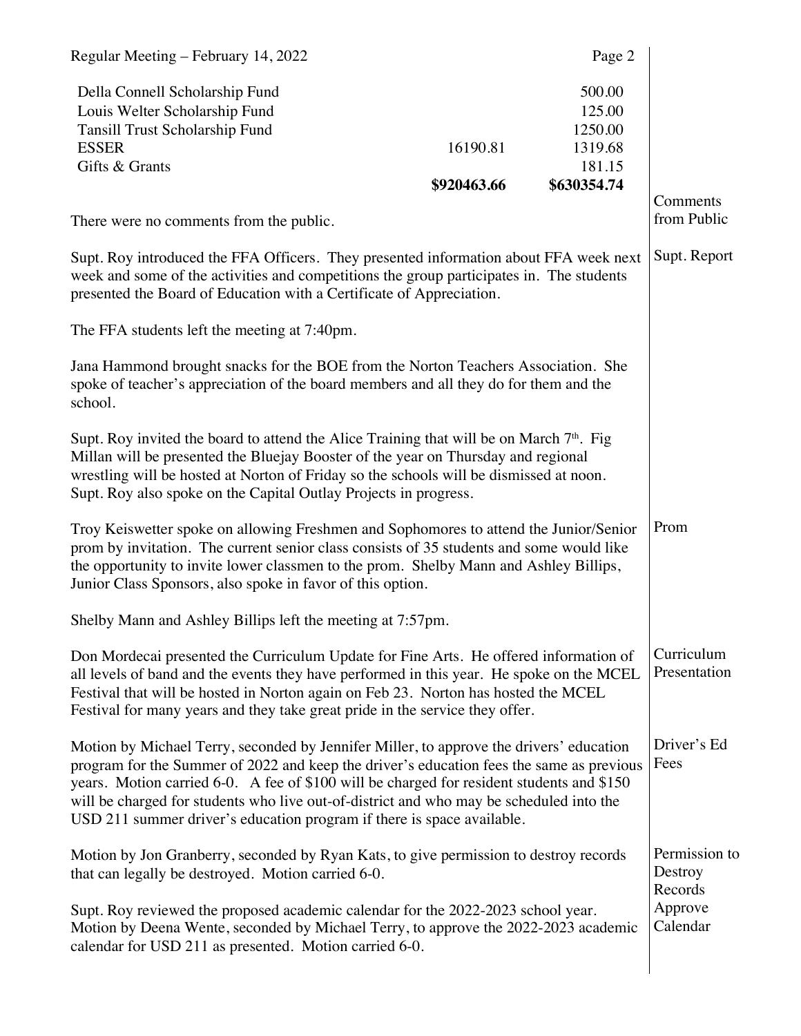| | | |
|---|---|---|
| Della Connell Scholarship Fund | | 500.00 |
| Louis Welter Scholarship Fund | | 125.00 |
| Tansill Trust Scholarship Fund | | 1250.00 |
| ESSER | 16190.81 | 1319.68 |
| Gifts & Grants | | 181.15 |
| | **$920463.66** | **$630354.74** |

**Comments from Public**

There were no comments from the public.

**Supt. Report**

Supt. Roy introduced the FFA Officers. They presented information about FFA week next week and some of the activities and competitions the group participates in. The students presented the Board of Education with a Certificate of Appreciation.

The FFA students left the meeting at 7:40pm.

Jana Hammond brought snacks for the BOE from the Norton Teachers Association. She spoke of teacher's appreciation of the board members and all they do for them and the school.

Supt. Roy invited the board to attend the Alice Training that will be on March 7th. Fig Millan will be presented the Bluejay Booster of the year on Thursday and regional wrestling will be hosted at Norton of Friday so the schools will be dismissed at noon. Supt. Roy also spoke on the Capital Outlay Projects in progress.

**Prom**

Troy Keiswetter spoke on allowing Freshmen and Sophomores to attend the Junior/Senior prom by invitation. The current senior class consists of 35 students and some would like the opportunity to invite lower classmen to the prom. Shelby Mann and Ashley Billips, Junior Class Sponsors, also spoke in favor of this option.

Shelby Mann and Ashley Billips left the meeting at 7:57pm.

**Curriculum Presentation**

Don Mordecai presented the Curriculum Update for Fine Arts. He offered information of all levels of band and the events they have performed in this year. He spoke on the MCEL Festival that will be hosted in Norton again on Feb 23. Norton has hosted the MCEL Festival for many years and they take great pride in the service they offer.

**Driver's Ed Fees**

Motion by Michael Terry, seconded by Jennifer Miller, to approve the drivers' education program for the Summer of 2022 and keep the driver's education fees the same as previous years. Motion carried 6-0. A fee of $100 will be charged for resident students and $150 will be charged for students who live out-of-district and who may be scheduled into the USD 211 summer driver's education program if there is space available.

**Permission to Destroy Records**

Motion by Jon Granberry, seconded by Ryan Kats, to give permission to destroy records that can legally be destroyed. Motion carried 6-0.

**Approve Calendar**

Supt. Roy reviewed the proposed academic calendar for the 2022-2023 school year. Motion by Deena Wente, seconded by Michael Terry, to approve the 2022-2023 academic calendar for USD 211 as presented. Motion carried 6-0.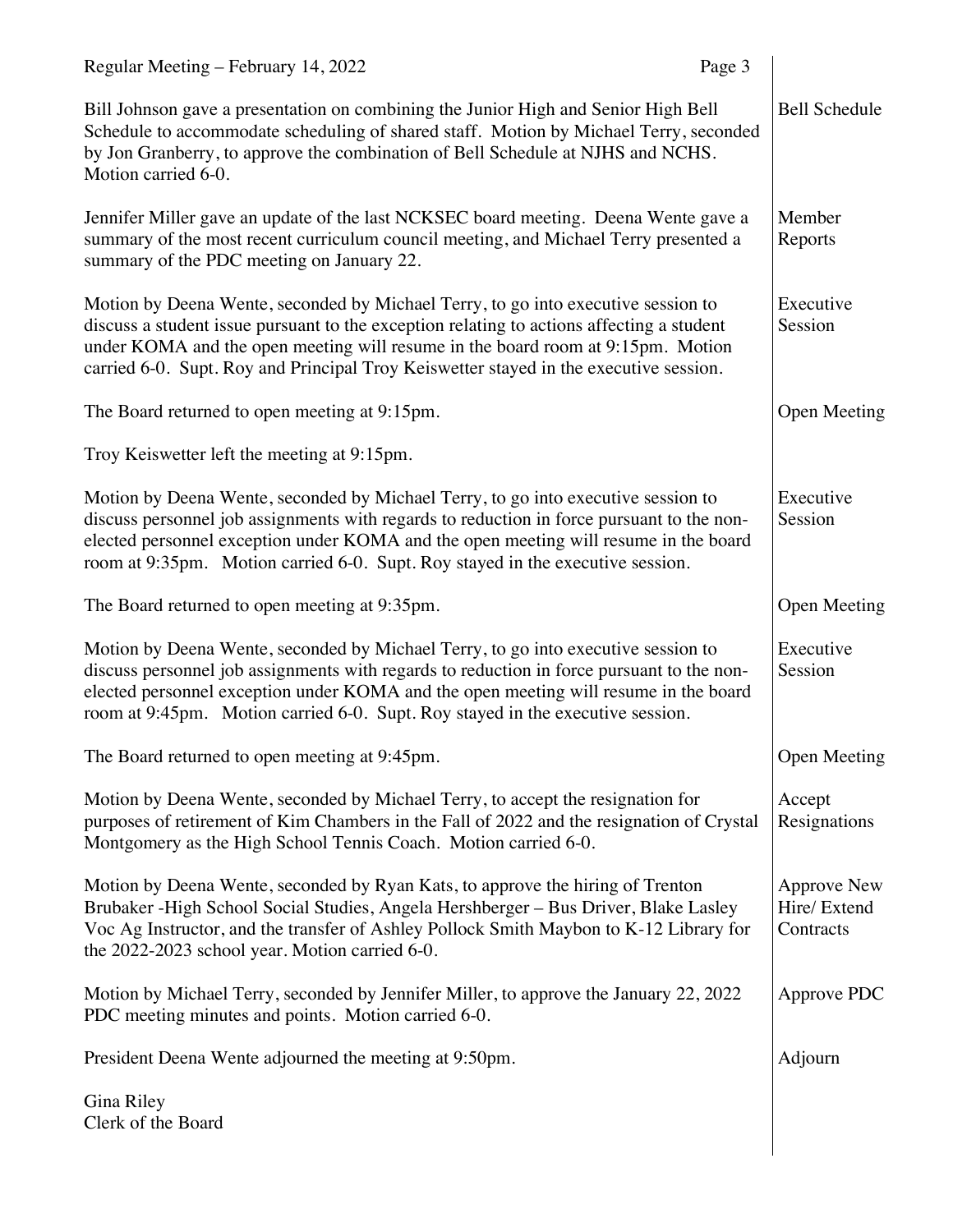| | |
|---|---|
| Bill Johnson gave a presentation on combining the Junior High and Senior High Bell Schedule to accommodate scheduling of shared staff. Motion by Michael Terry, seconded by Jon Granberry, to approve the combination of Bell Schedule at NJHS and NCHS. Motion carried 6-0. | Bell Schedule |
| Jennifer Miller gave an update of the last NCKSEC board meeting. Deena Wente gave a summary of the most recent curriculum council meeting, and Michael Terry presented a summary of the PDC meeting on January 22. | Member Reports |
| Motion by Deena Wente, seconded by Michael Terry, to go into executive session to discuss a student issue pursuant to the exception relating to actions affecting a student under KOMA and the open meeting will resume in the board room at 9:15pm. Motion carried 6-0. Supt. Roy and Principal Troy Keiswetter stayed in the executive session. | Executive Session |
| The Board returned to open meeting at 9:15pm. | Open Meeting |
| Troy Keiswetter left the meeting at 9:15pm. | |
| Motion by Deena Wente, seconded by Michael Terry, to go into executive session to discuss personnel job assignments with regards to reduction in force pursuant to the non-elected personnel exception under KOMA and the open meeting will resume in the board room at 9:35pm. Motion carried 6-0. Supt. Roy stayed in the executive session. | Executive Session |
| The Board returned to open meeting at 9:35pm. | Open Meeting |
| Motion by Deena Wente, seconded by Michael Terry, to go into executive session to discuss personnel job assignments with regards to reduction in force pursuant to the non-elected personnel exception under KOMA and the open meeting will resume in the board room at 9:45pm. Motion carried 6-0. Supt. Roy stayed in the executive session. | Executive Session |
| The Board returned to open meeting at 9:45pm. | Open Meeting |
| Motion by Deena Wente, seconded by Michael Terry, to accept the resignation for purposes of retirement of Kim Chambers in the Fall of 2022 and the resignation of Crystal Montgomery as the High School Tennis Coach. Motion carried 6-0. | Accept Resignations |
| Motion by Deena Wente, seconded by Ryan Kats, to approve the hiring of Trenton Brubaker -High School Social Studies, Angela Hershberger – Bus Driver, Blake Lasley Voc Ag Instructor, and the transfer of Ashley Pollock Smith Maybon to K-12 Library for the 2022-2023 school year. Motion carried 6-0. | Approve New Hire/ Extend Contracts |
| Motion by Michael Terry, seconded by Jennifer Miller, to approve the January 22, 2022 PDC meeting minutes and points. Motion carried 6-0. | Approve PDC |
| President Deena Wente adjourned the meeting at 9:50pm. | Adjourn |

Gina Riley
Clerk of the Board